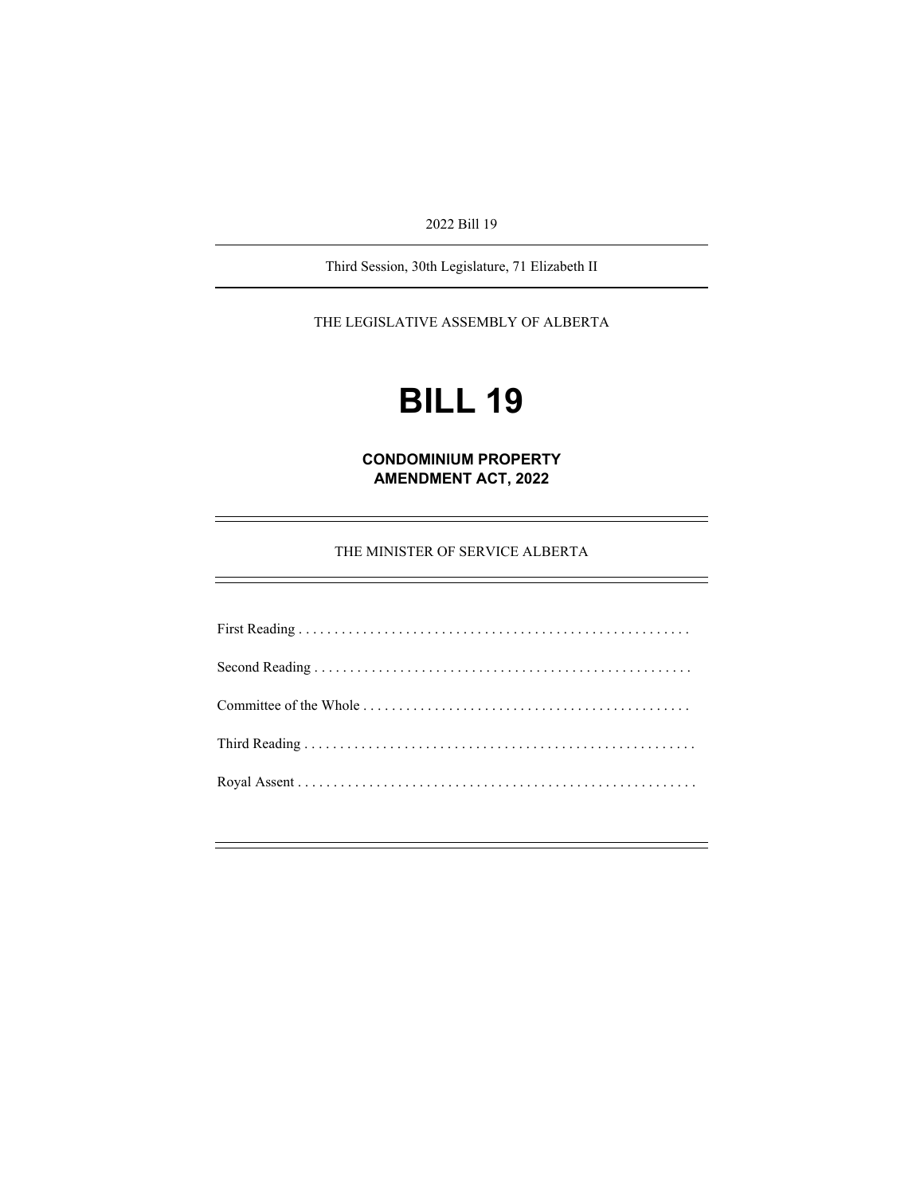2022 Bill 19

---

Third Session, 30th Legislature, 71 Elizabeth II

---

THE LEGISLATIVE ASSEMBLY OF ALBERTA

# BILL 19

## CONDOMINIUM PROPERTY AMENDMENT ACT, 2022

---

THE MINISTER OF SERVICE ALBERTA

---

First Reading . . . . . . . . . . . . . . . . . . . . . . . . . . . . . . . . . . . . . . . . . . . . . . . . . . . . . .

Second Reading . . . . . . . . . . . . . . . . . . . . . . . . . . . . . . . . . . . . . . . . . . . . . . . . . . . .

Committee of the Whole . . . . . . . . . . . . . . . . . . . . . . . . . . . . . . . . . . . . . . . . . . . . .

Third Reading . . . . . . . . . . . . . . . . . . . . . . . . . . . . . . . . . . . . . . . . . . . . . . . . . . . . . .

Royal Assent . . . . . . . . . . . . . . . . . . . . . . . . . . . . . . . . . . . . . . . . . . . . . . . . . . . . . . .

---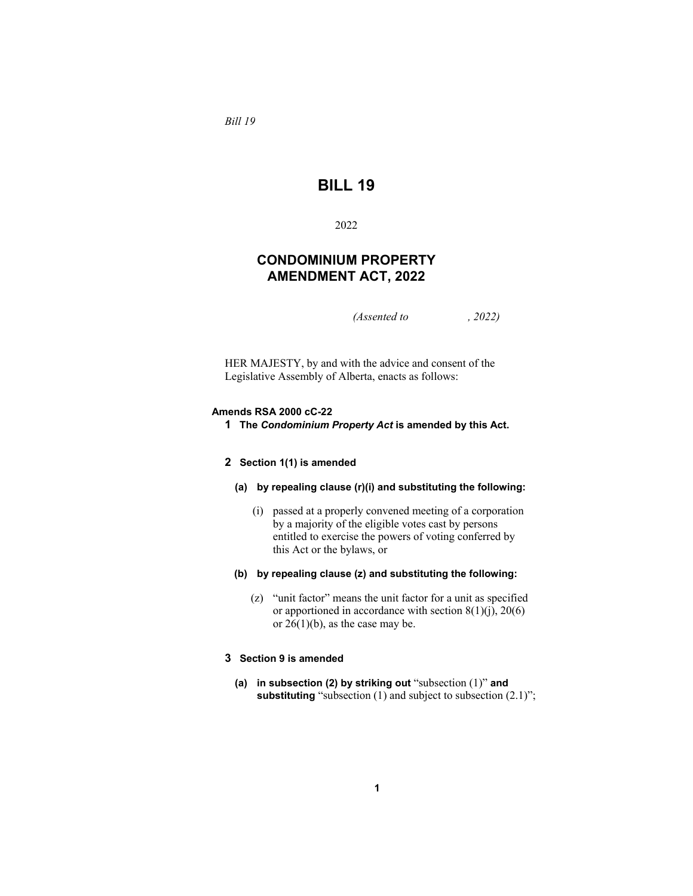*Bill 19*

# BILL 19

2022

## CONDOMINIUM PROPERTY AMENDMENT ACT, 2022

*(Assented to , 2022)*

HER MAJESTY, by and with the advice and consent of the Legislative Assembly of Alberta, enacts as follows:

**Amends RSA 2000 cC-22**

**1** **The *Condominium Property Act* is amended by this Act.**

**2** **Section 1(1) is amended**

**(a)** **by repealing clause (r)(i) and substituting the following:**

(i) passed at a properly convened meeting of a corporation by a majority of the eligible votes cast by persons entitled to exercise the powers of voting conferred by this Act or the bylaws, or

**(b)** **by repealing clause (z) and substituting the following:**

(z) "unit factor" means the unit factor for a unit as specified or apportioned in accordance with section 8(1)(j), 20(6) or 26(1)(b), as the case may be.

**3** **Section 9 is amended**

**(a)** **in subsection (2) by striking out** "subsection (1)" **and substituting** "subsection (1) and subject to subsection (2.1)";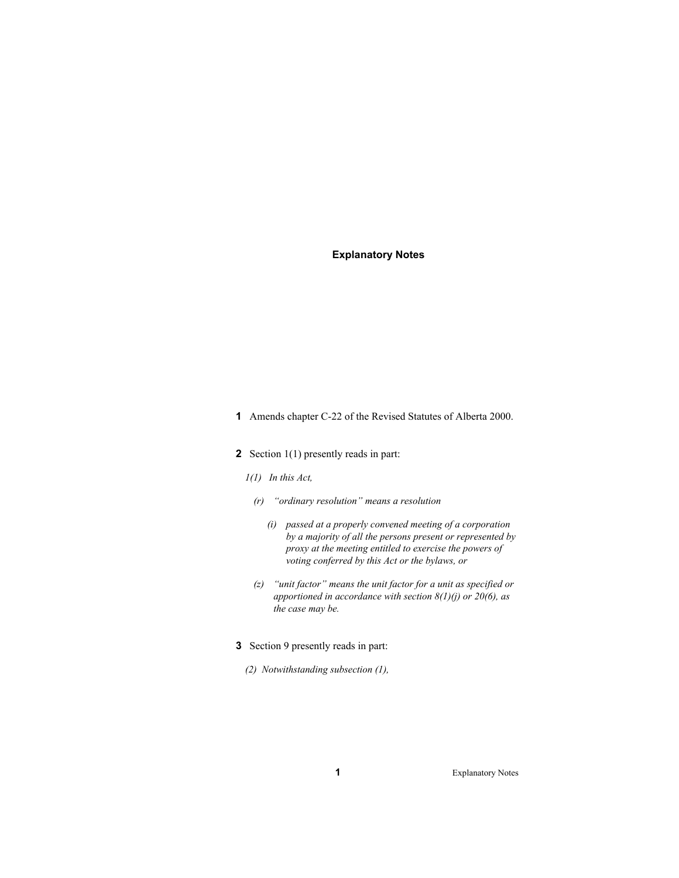## Explanatory Notes

**1** Amends chapter C-22 of the Revised Statutes of Alberta 2000.

**2** Section 1(1) presently reads in part:

*1(1) In this Act,*

*(r) "ordinary resolution" means a resolution*

*(i) passed at a properly convened meeting of a corporation by a majority of all the persons present or represented by proxy at the meeting entitled to exercise the powers of voting conferred by this Act or the bylaws, or*

*(z) "unit factor" means the unit factor for a unit as specified or apportioned in accordance with section 8(1)(j) or 20(6), as the case may be.*

**3** Section 9 presently reads in part:

*(2) Notwithstanding subsection (1),*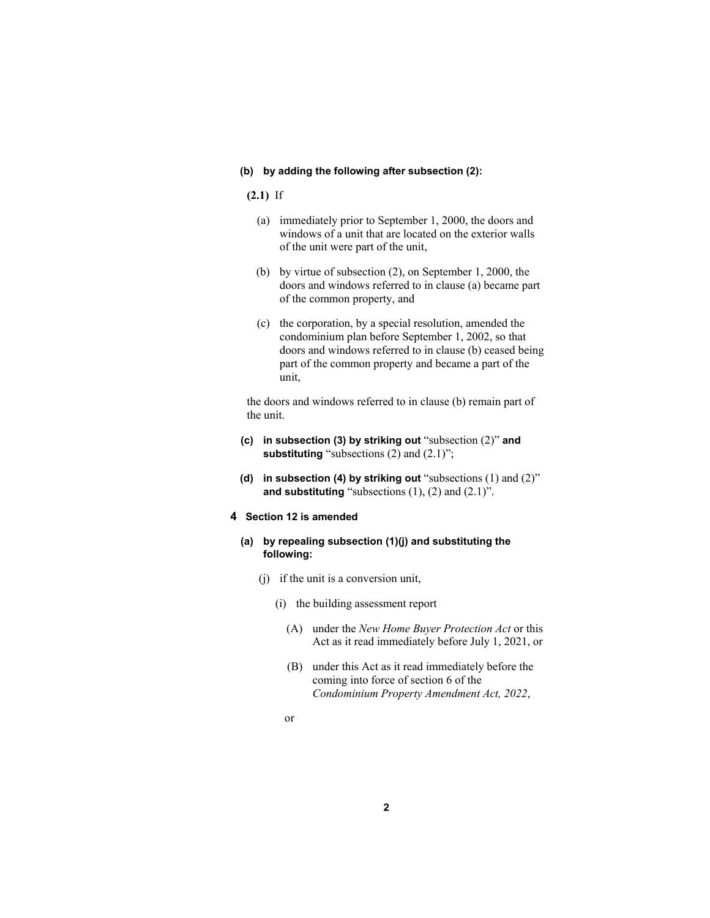**(b) by adding the following after subsection (2):**

**(2.1)** If

(a) immediately prior to September 1, 2000, the doors and windows of a unit that are located on the exterior walls of the unit were part of the unit,

(b) by virtue of subsection (2), on September 1, 2000, the doors and windows referred to in clause (a) became part of the common property, and

(c) the corporation, by a special resolution, amended the condominium plan before September 1, 2002, so that doors and windows referred to in clause (b) ceased being part of the common property and became a part of the unit,

the doors and windows referred to in clause (b) remain part of the unit.

**(c) in subsection (3) by striking out** "subsection (2)" **and substituting** "subsections (2) and (2.1)";

**(d) in subsection (4) by striking out** "subsections (1) and (2)" **and substituting** "subsections (1), (2) and (2.1)".

**4 Section 12 is amended**

**(a) by repealing subsection (1)(j) and substituting the following:**

(j) if the unit is a conversion unit,

(i) the building assessment report

(A) under the *New Home Buyer Protection Act* or this Act as it read immediately before July 1, 2021, or

(B) under this Act as it read immediately before the coming into force of section 6 of the *Condominium Property Amendment Act, 2022*,

or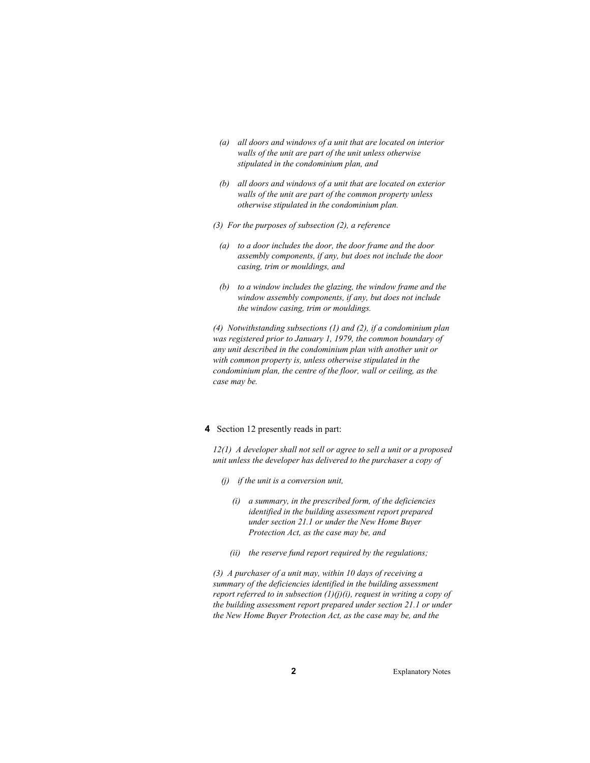*(a) all doors and windows of a unit that are located on interior walls of the unit are part of the unit unless otherwise stipulated in the condominium plan, and*

*(b) all doors and windows of a unit that are located on exterior walls of the unit are part of the common property unless otherwise stipulated in the condominium plan.*

*(3) For the purposes of subsection (2), a reference*

*(a) to a door includes the door, the door frame and the door assembly components, if any, but does not include the door casing, trim or mouldings, and*

*(b) to a window includes the glazing, the window frame and the window assembly components, if any, but does not include the window casing, trim or mouldings.*

*(4) Notwithstanding subsections (1) and (2), if a condominium plan was registered prior to January 1, 1979, the common boundary of any unit described in the condominium plan with another unit or with common property is, unless otherwise stipulated in the condominium plan, the centre of the floor, wall or ceiling, as the case may be.*

**4** Section 12 presently reads in part:

*12(1) A developer shall not sell or agree to sell a unit or a proposed unit unless the developer has delivered to the purchaser a copy of*

*(j) if the unit is a conversion unit,*

*(i) a summary, in the prescribed form, of the deficiencies identified in the building assessment report prepared under section 21.1 or under the New Home Buyer Protection Act, as the case may be, and*

*(ii) the reserve fund report required by the regulations;*

*(3) A purchaser of a unit may, within 10 days of receiving a summary of the deficiencies identified in the building assessment report referred to in subsection (1)(j)(i), request in writing a copy of the building assessment report prepared under section 21.1 or under the New Home Buyer Protection Act, as the case may be, and the*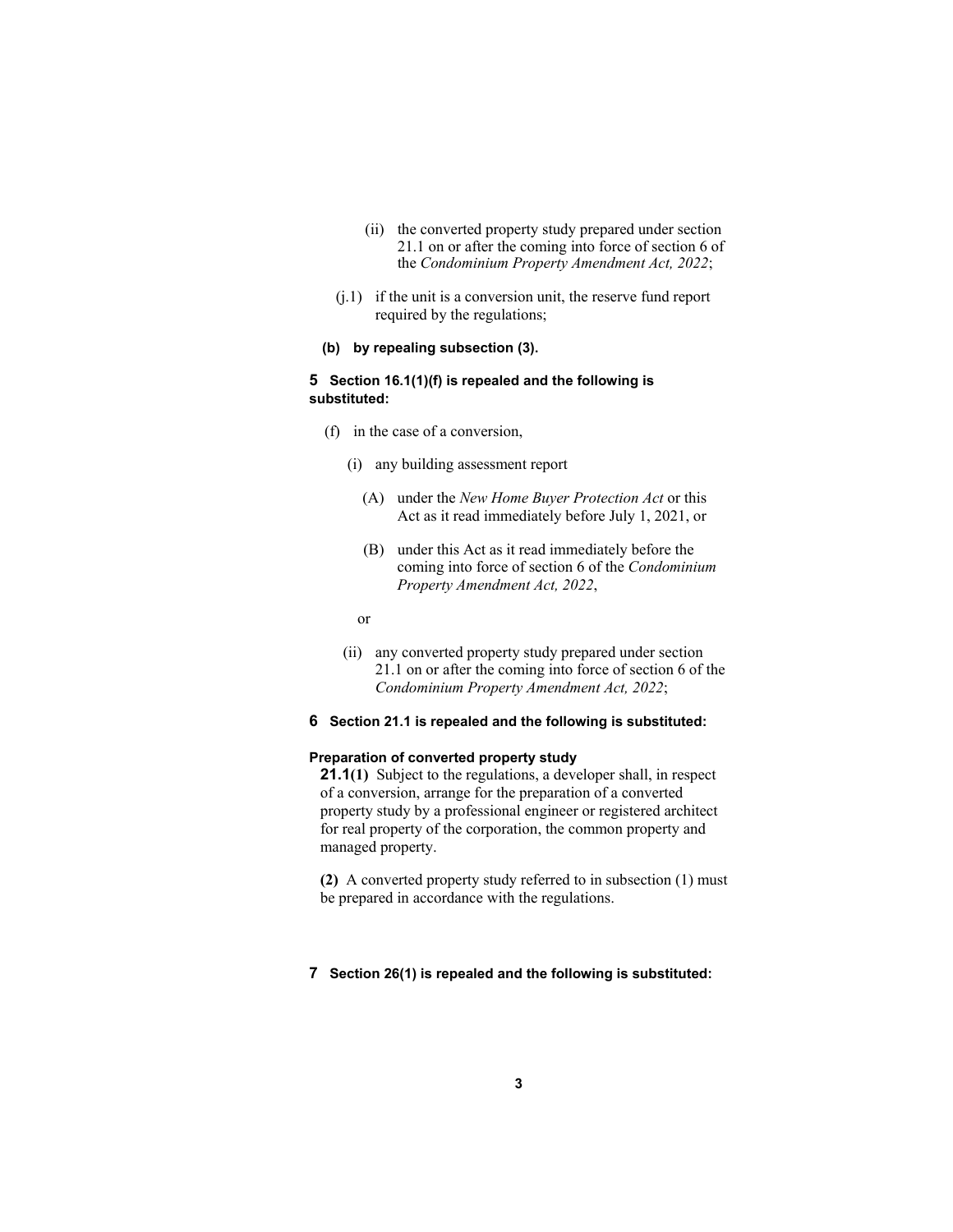(ii) the converted property study prepared under section 21.1 on or after the coming into force of section 6 of the *Condominium Property Amendment Act, 2022*;

(j.1) if the unit is a conversion unit, the reserve fund report required by the regulations;

**(b) by repealing subsection (3).**

**5 Section 16.1(1)(f) is repealed and the following is substituted:**

(f) in the case of a conversion,

(i) any building assessment report

(A) under the *New Home Buyer Protection Act* or this Act as it read immediately before July 1, 2021, or

(B) under this Act as it read immediately before the coming into force of section 6 of the *Condominium Property Amendment Act, 2022*,

or

(ii) any converted property study prepared under section 21.1 on or after the coming into force of section 6 of the *Condominium Property Amendment Act, 2022*;

**6 Section 21.1 is repealed and the following is substituted:**

**Preparation of converted property study**

**21.1(1)** Subject to the regulations, a developer shall, in respect of a conversion, arrange for the preparation of a converted property study by a professional engineer or registered architect for real property of the corporation, the common property and managed property.

**(2)** A converted property study referred to in subsection (1) must be prepared in accordance with the regulations.

**7 Section 26(1) is repealed and the following is substituted:**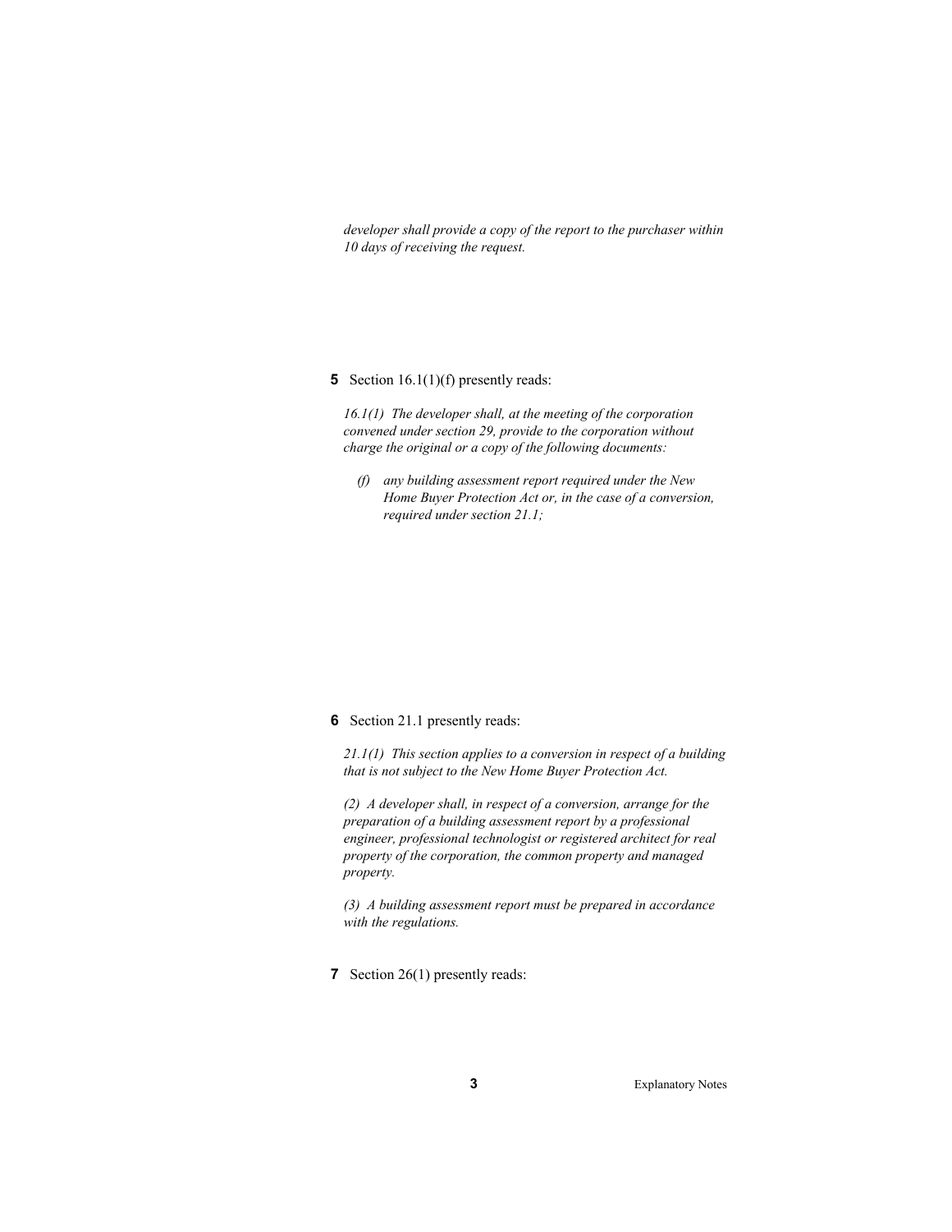*developer shall provide a copy of the report to the purchaser within 10 days of receiving the request.*

**5** Section 16.1(1)(f) presently reads:

*16.1(1) The developer shall, at the meeting of the corporation convened under section 29, provide to the corporation without charge the original or a copy of the following documents:*

*(f) any building assessment report required under the New Home Buyer Protection Act or, in the case of a conversion, required under section 21.1;*

**6** Section 21.1 presently reads:

*21.1(1) This section applies to a conversion in respect of a building that is not subject to the New Home Buyer Protection Act.*

*(2) A developer shall, in respect of a conversion, arrange for the preparation of a building assessment report by a professional engineer, professional technologist or registered architect for real property of the corporation, the common property and managed property.*

*(3) A building assessment report must be prepared in accordance with the regulations.*

**7** Section 26(1) presently reads: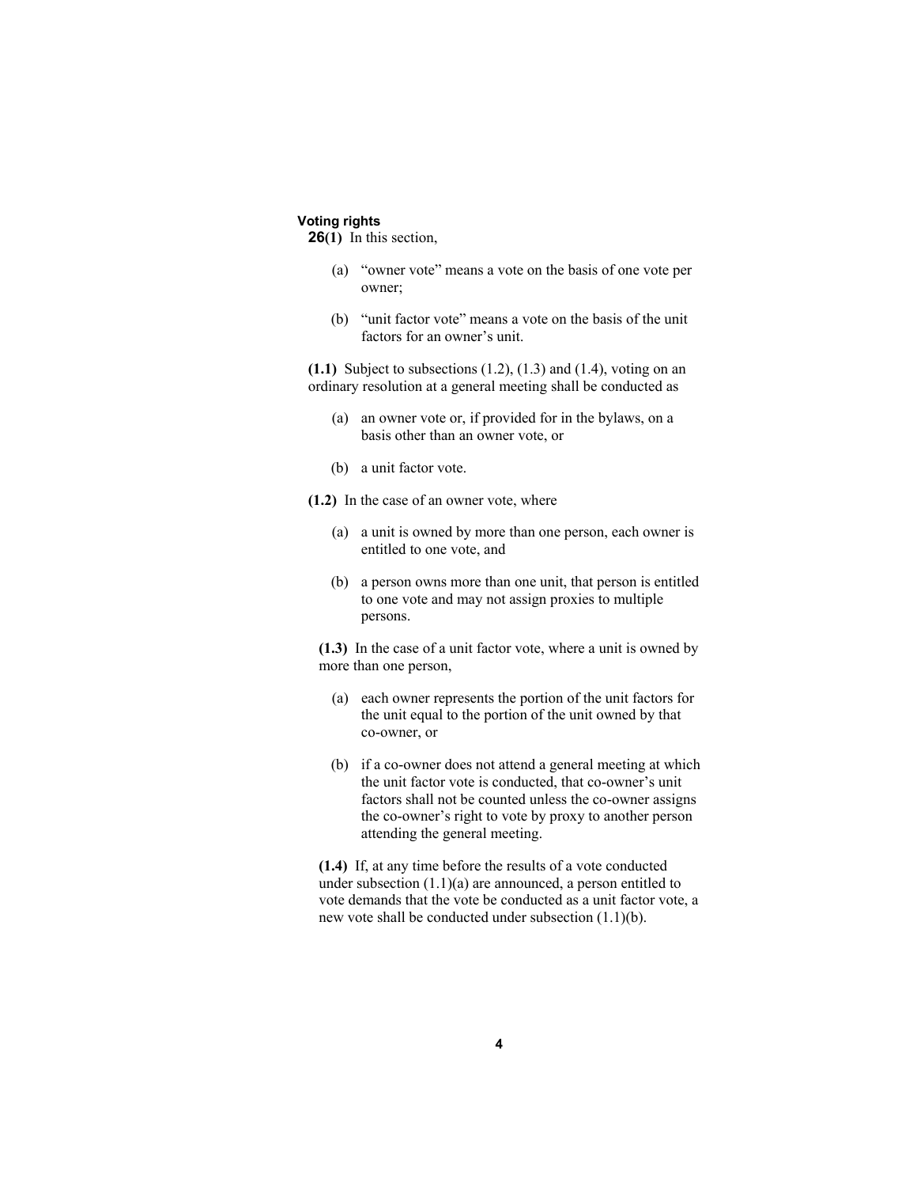**Voting rights**

**26(1)** In this section,

(a) "owner vote" means a vote on the basis of one vote per owner;

(b) "unit factor vote" means a vote on the basis of the unit factors for an owner's unit.

**(1.1)** Subject to subsections (1.2), (1.3) and (1.4), voting on an ordinary resolution at a general meeting shall be conducted as

(a) an owner vote or, if provided for in the bylaws, on a basis other than an owner vote, or

(b) a unit factor vote.

**(1.2)** In the case of an owner vote, where

(a) a unit is owned by more than one person, each owner is entitled to one vote, and

(b) a person owns more than one unit, that person is entitled to one vote and may not assign proxies to multiple persons.

**(1.3)** In the case of a unit factor vote, where a unit is owned by more than one person,

(a) each owner represents the portion of the unit factors for the unit equal to the portion of the unit owned by that co-owner, or

(b) if a co-owner does not attend a general meeting at which the unit factor vote is conducted, that co-owner's unit factors shall not be counted unless the co-owner assigns the co-owner's right to vote by proxy to another person attending the general meeting.

**(1.4)** If, at any time before the results of a vote conducted under subsection (1.1)(a) are announced, a person entitled to vote demands that the vote be conducted as a unit factor vote, a new vote shall be conducted under subsection (1.1)(b).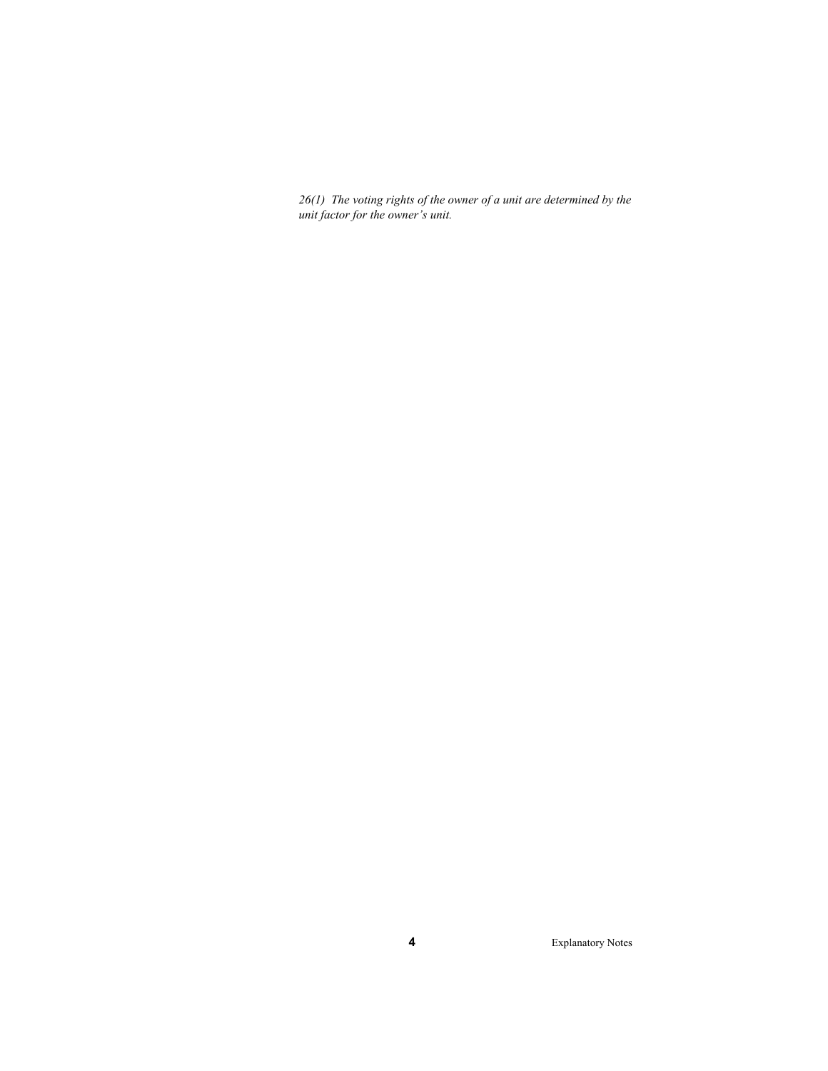*26(1) The voting rights of the owner of a unit are determined by the unit factor for the owner's unit.*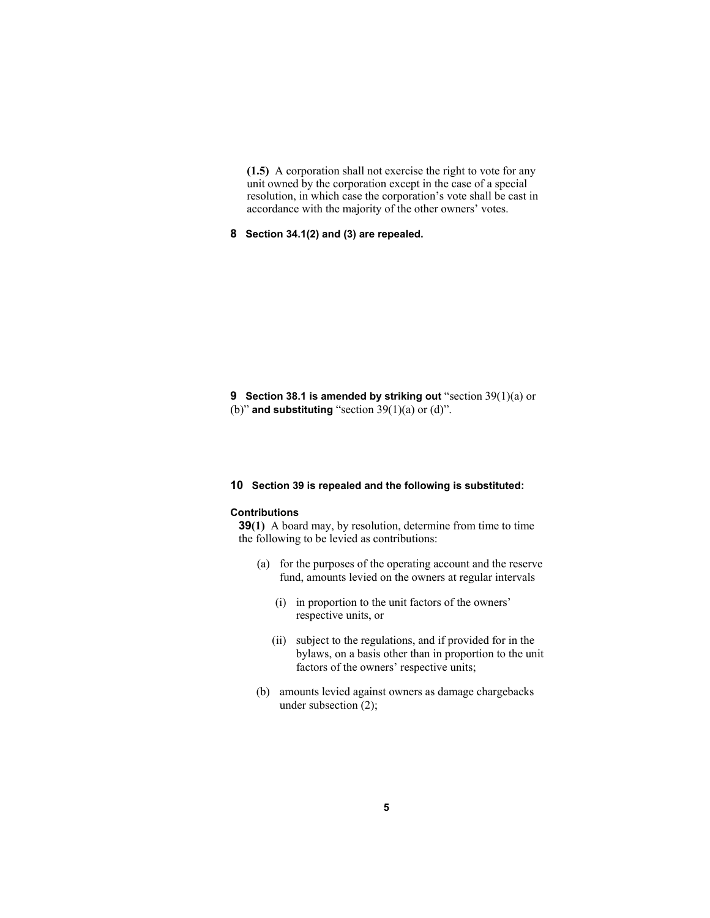**(1.5)** A corporation shall not exercise the right to vote for any unit owned by the corporation except in the case of a special resolution, in which case the corporation's vote shall be cast in accordance with the majority of the other owners' votes.

**8 Section 34.1(2) and (3) are repealed.**

**9 Section 38.1 is amended by striking out** "section 39(1)(a) or (b)" **and substituting** "section 39(1)(a) or (d)".

**10 Section 39 is repealed and the following is substituted:**

**Contributions**

**39(1)** A board may, by resolution, determine from time to time the following to be levied as contributions:

(a) for the purposes of the operating account and the reserve fund, amounts levied on the owners at regular intervals

(i) in proportion to the unit factors of the owners' respective units, or

(ii) subject to the regulations, and if provided for in the bylaws, on a basis other than in proportion to the unit factors of the owners' respective units;

(b) amounts levied against owners as damage chargebacks under subsection (2);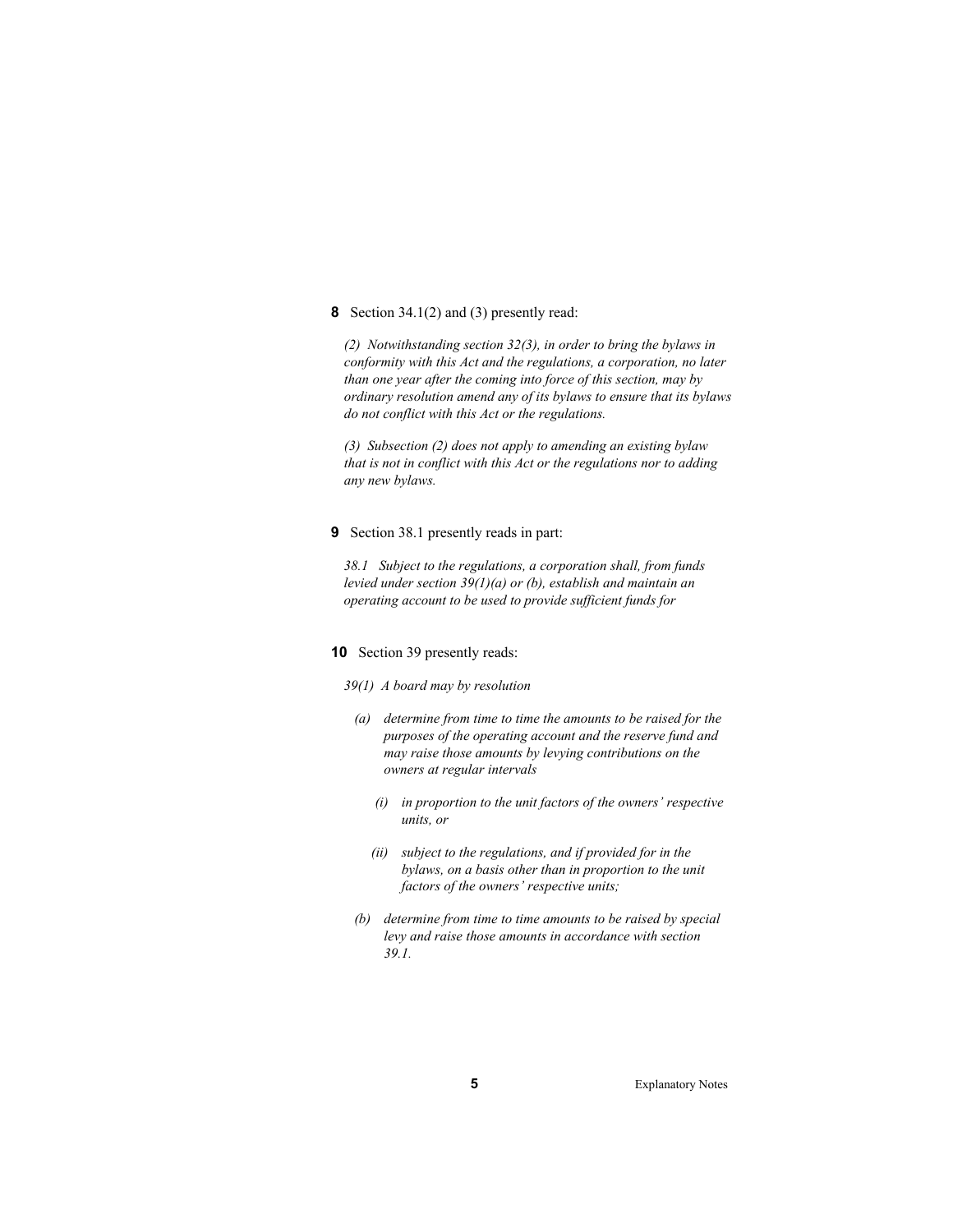**8** Section 34.1(2) and (3) presently read:

*(2) Notwithstanding section 32(3), in order to bring the bylaws in conformity with this Act and the regulations, a corporation, no later than one year after the coming into force of this section, may by ordinary resolution amend any of its bylaws to ensure that its bylaws do not conflict with this Act or the regulations.*

*(3) Subsection (2) does not apply to amending an existing bylaw that is not in conflict with this Act or the regulations nor to adding any new bylaws.*

**9** Section 38.1 presently reads in part:

*38.1 Subject to the regulations, a corporation shall, from funds levied under section 39(1)(a) or (b), establish and maintain an operating account to be used to provide sufficient funds for*

**10** Section 39 presently reads:

*39(1) A board may by resolution*

*(a) determine from time to time the amounts to be raised for the purposes of the operating account and the reserve fund and may raise those amounts by levying contributions on the owners at regular intervals*

*(i) in proportion to the unit factors of the owners' respective units, or*

*(ii) subject to the regulations, and if provided for in the bylaws, on a basis other than in proportion to the unit factors of the owners' respective units;*

*(b) determine from time to time amounts to be raised by special levy and raise those amounts in accordance with section 39.1.*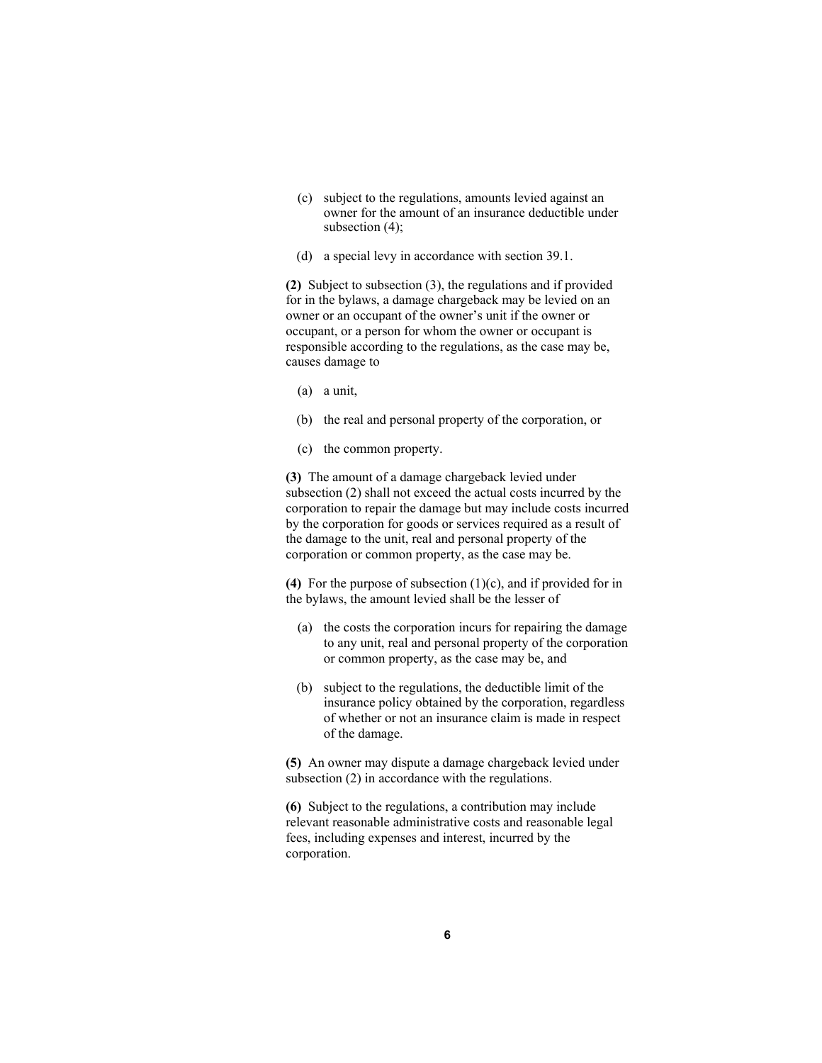(c) subject to the regulations, amounts levied against an owner for the amount of an insurance deductible under subsection (4);

(d) a special levy in accordance with section 39.1.

**(2)** Subject to subsection (3), the regulations and if provided for in the bylaws, a damage chargeback may be levied on an owner or an occupant of the owner's unit if the owner or occupant, or a person for whom the owner or occupant is responsible according to the regulations, as the case may be, causes damage to

(a) a unit,

(b) the real and personal property of the corporation, or

(c) the common property.

**(3)** The amount of a damage chargeback levied under subsection (2) shall not exceed the actual costs incurred by the corporation to repair the damage but may include costs incurred by the corporation for goods or services required as a result of the damage to the unit, real and personal property of the corporation or common property, as the case may be.

**(4)** For the purpose of subsection (1)(c), and if provided for in the bylaws, the amount levied shall be the lesser of

(a) the costs the corporation incurs for repairing the damage to any unit, real and personal property of the corporation or common property, as the case may be, and

(b) subject to the regulations, the deductible limit of the insurance policy obtained by the corporation, regardless of whether or not an insurance claim is made in respect of the damage.

**(5)** An owner may dispute a damage chargeback levied under subsection (2) in accordance with the regulations.

**(6)** Subject to the regulations, a contribution may include relevant reasonable administrative costs and reasonable legal fees, including expenses and interest, incurred by the corporation.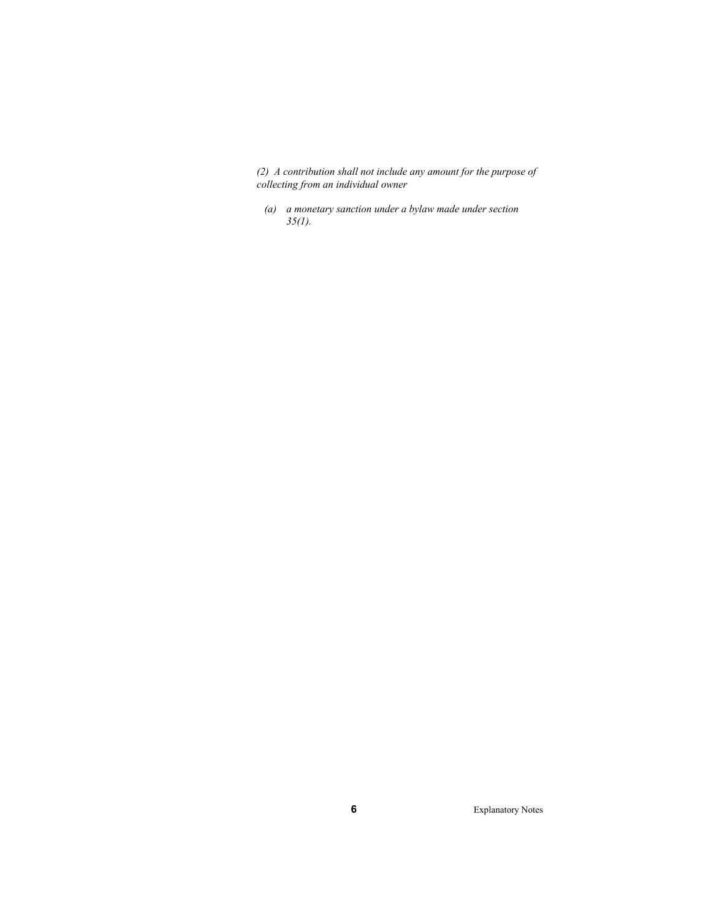*(2) A contribution shall not include any amount for the purpose of collecting from an individual owner*

*(a) a monetary sanction under a bylaw made under section 35(1).*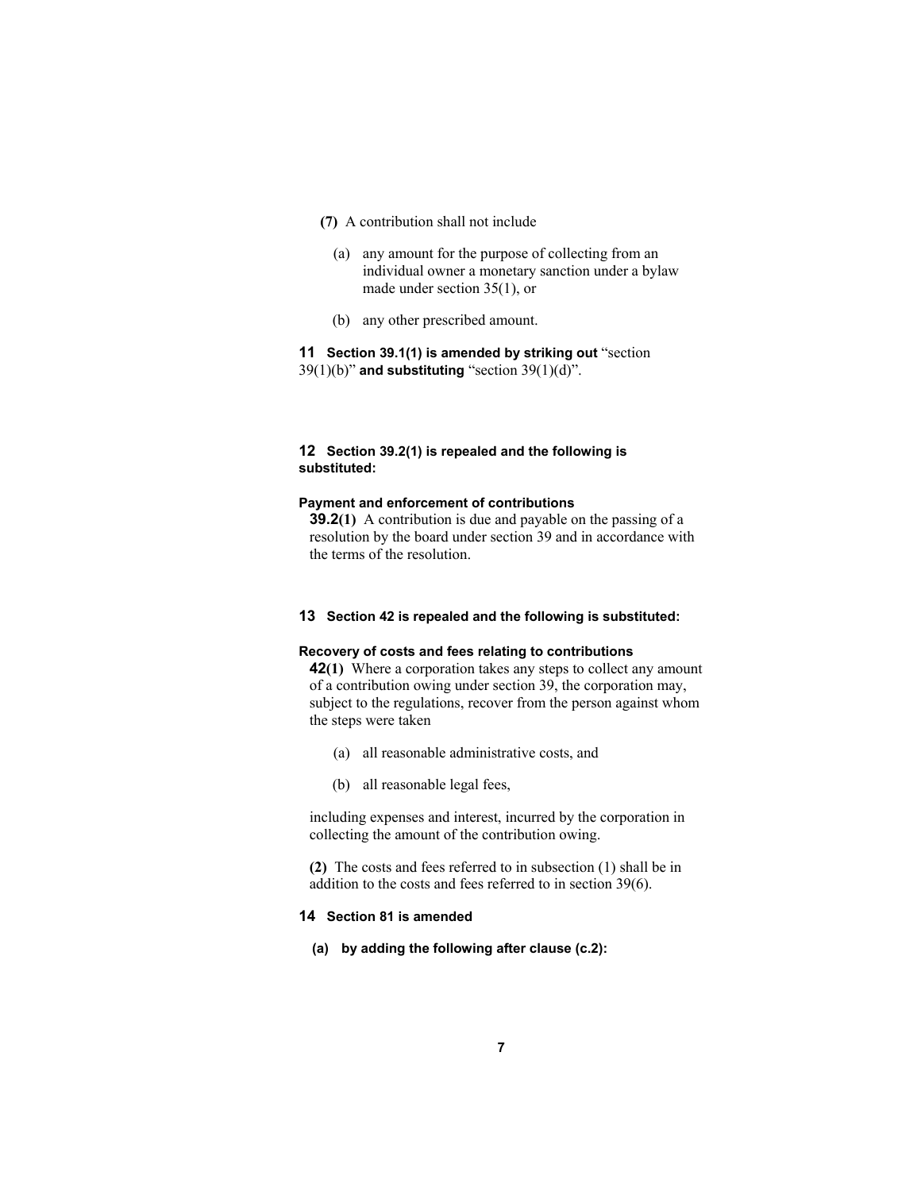**(7)** A contribution shall not include

(a) any amount for the purpose of collecting from an individual owner a monetary sanction under a bylaw made under section 35(1), or

(b) any other prescribed amount.

**11 Section 39.1(1) is amended by striking out** "section 39(1)(b)" **and substituting** "section 39(1)(d)".

**12 Section 39.2(1) is repealed and the following is substituted:**

**Payment and enforcement of contributions**

**39.2(1)** A contribution is due and payable on the passing of a resolution by the board under section 39 and in accordance with the terms of the resolution.

**13 Section 42 is repealed and the following is substituted:**

**Recovery of costs and fees relating to contributions**

**42(1)** Where a corporation takes any steps to collect any amount of a contribution owing under section 39, the corporation may, subject to the regulations, recover from the person against whom the steps were taken

(a) all reasonable administrative costs, and

(b) all reasonable legal fees,

including expenses and interest, incurred by the corporation in collecting the amount of the contribution owing.

**(2)** The costs and fees referred to in subsection (1) shall be in addition to the costs and fees referred to in section 39(6).

**14 Section 81 is amended**

**(a) by adding the following after clause (c.2):**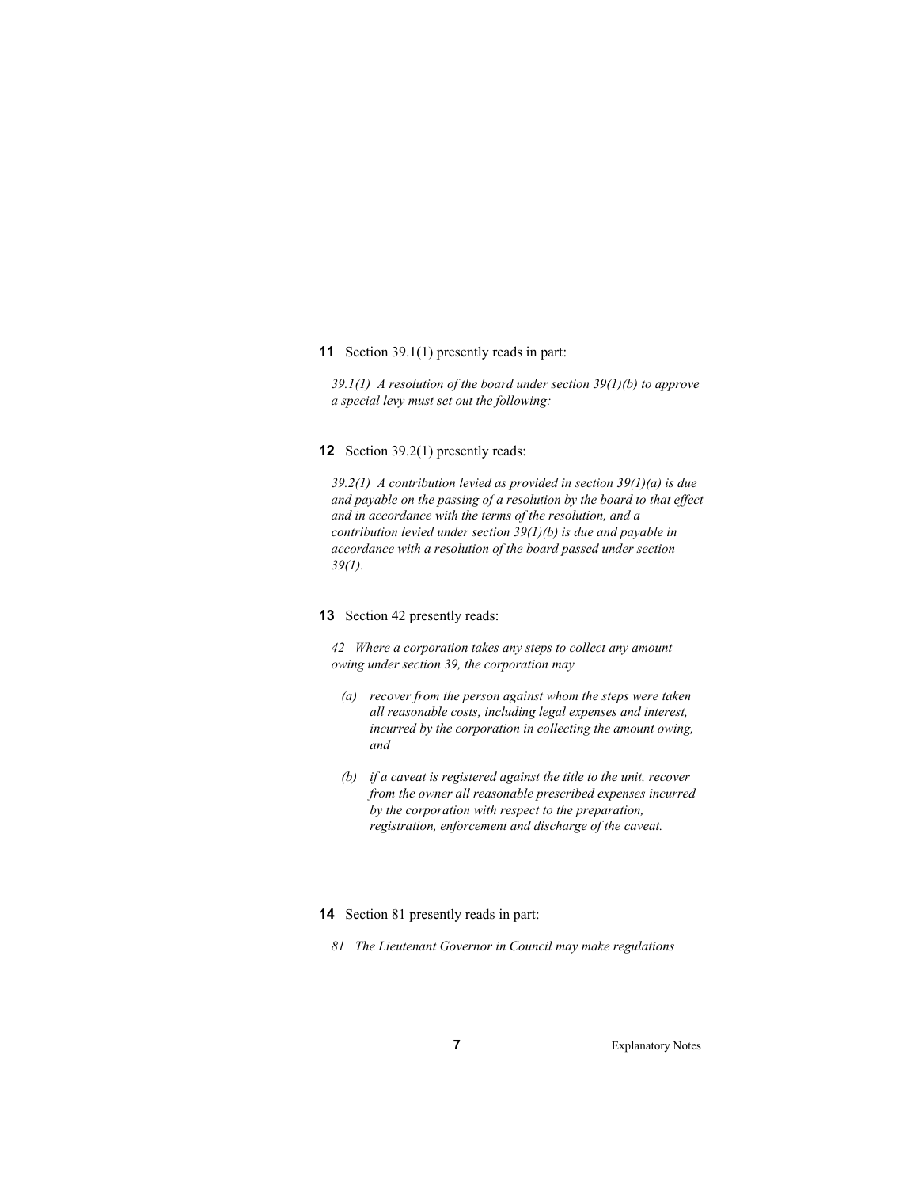**11** Section 39.1(1) presently reads in part:

*39.1(1) A resolution of the board under section 39(1)(b) to approve a special levy must set out the following:*

**12** Section 39.2(1) presently reads:

*39.2(1) A contribution levied as provided in section 39(1)(a) is due and payable on the passing of a resolution by the board to that effect and in accordance with the terms of the resolution, and a contribution levied under section 39(1)(b) is due and payable in accordance with a resolution of the board passed under section 39(1).*

**13** Section 42 presently reads:

*42 Where a corporation takes any steps to collect any amount owing under section 39, the corporation may*

- *(a) recover from the person against whom the steps were taken all reasonable costs, including legal expenses and interest, incurred by the corporation in collecting the amount owing, and*
- *(b) if a caveat is registered against the title to the unit, recover from the owner all reasonable prescribed expenses incurred by the corporation with respect to the preparation, registration, enforcement and discharge of the caveat.*

**14** Section 81 presently reads in part:

*81 The Lieutenant Governor in Council may make regulations*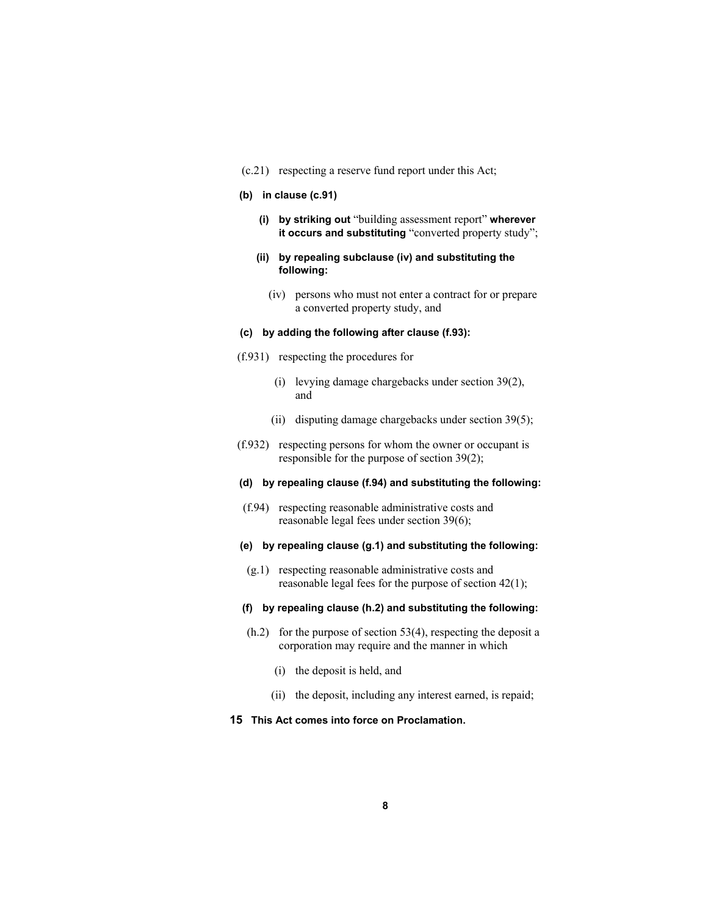(c.21) respecting a reserve fund report under this Act;

**(b) in clause (c.91)**

**(i) by striking out** "building assessment report" **wherever it occurs and substituting** "converted property study";

**(ii) by repealing subclause (iv) and substituting the following:**

(iv) persons who must not enter a contract for or prepare a converted property study, and

**(c) by adding the following after clause (f.93):**

(f.931) respecting the procedures for

(i) levying damage chargebacks under section 39(2), and

(ii) disputing damage chargebacks under section 39(5);

(f.932) respecting persons for whom the owner or occupant is responsible for the purpose of section 39(2);

**(d) by repealing clause (f.94) and substituting the following:**

(f.94) respecting reasonable administrative costs and reasonable legal fees under section 39(6);

**(e) by repealing clause (g.1) and substituting the following:**

(g.1) respecting reasonable administrative costs and reasonable legal fees for the purpose of section 42(1);

**(f) by repealing clause (h.2) and substituting the following:**

(h.2) for the purpose of section 53(4), respecting the deposit a corporation may require and the manner in which

(i) the deposit is held, and

(ii) the deposit, including any interest earned, is repaid;

**15 This Act comes into force on Proclamation.**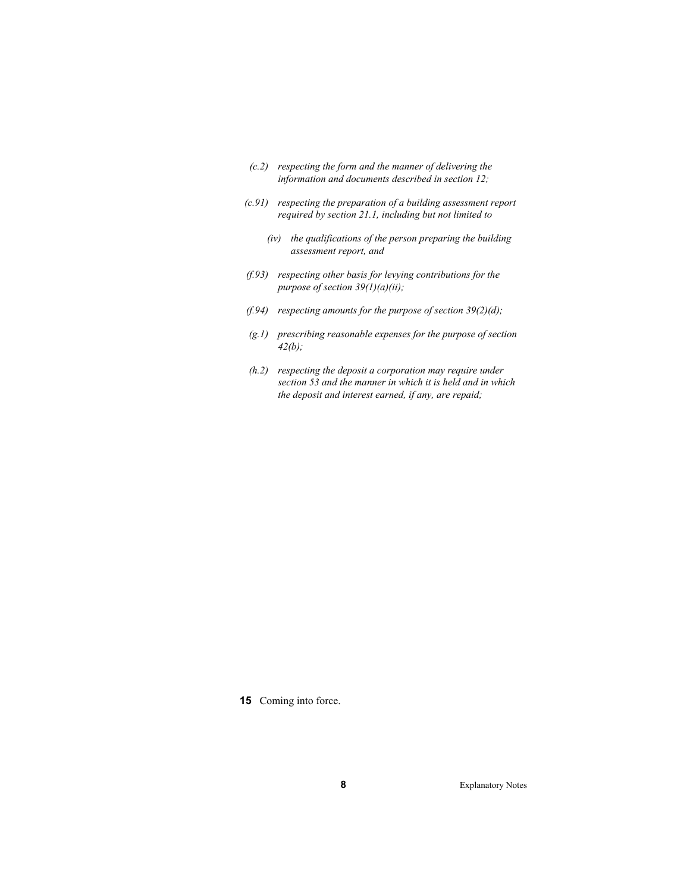*(c.2) respecting the form and the manner of delivering the information and documents described in section 12;*

*(c.91) respecting the preparation of a building assessment report required by section 21.1, including but not limited to*

*(iv) the qualifications of the person preparing the building assessment report, and*

*(f.93) respecting other basis for levying contributions for the purpose of section 39(1)(a)(ii);*

*(f.94) respecting amounts for the purpose of section 39(2)(d);*

*(g.1) prescribing reasonable expenses for the purpose of section 42(b);*

*(h.2) respecting the deposit a corporation may require under section 53 and the manner in which it is held and in which the deposit and interest earned, if any, are repaid;*

**15** Coming into force.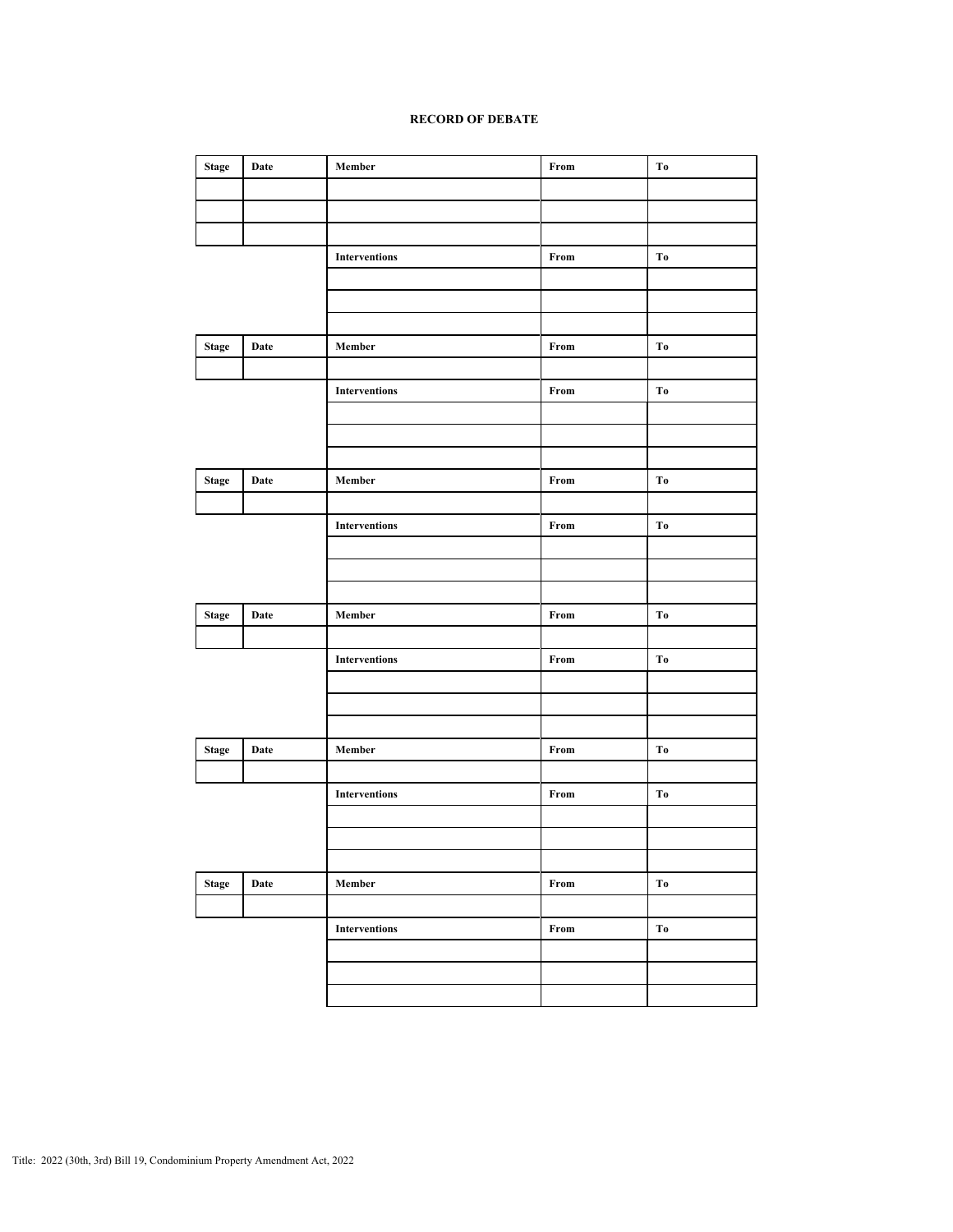**RECORD OF DEBATE**

| Stage | Date | Member | From | To |
|---|---|---|---|---|
| | | | | |
| | | | | |
| | | | | |
| | | **Interventions** | **From** | **To** |
| | | | | |
| | | | | |
| | | | | |
| **Stage** | **Date** | **Member** | **From** | **To** |
| | | | | |
| | | **Interventions** | **From** | **To** |
| | | | | |
| | | | | |
| | | | | |
| **Stage** | **Date** | **Member** | **From** | **To** |
| | | | | |
| | | **Interventions** | **From** | **To** |
| | | | | |
| | | | | |
| | | | | |
| **Stage** | **Date** | **Member** | **From** | **To** |
| | | | | |
| | | **Interventions** | **From** | **To** |
| | | | | |
| | | | | |
| | | | | |
| **Stage** | **Date** | **Member** | **From** | **To** |
| | | | | |
| | | **Interventions** | **From** | **To** |
| | | | | |
| | | | | |
| | | | | |
| **Stage** | **Date** | **Member** | **From** | **To** |
| | | | | |
| | | **Interventions** | **From** | **To** |
| | | | | |
| | | | | |
| | | | | |

Title: 2022 (30th, 3rd) Bill 19, Condominium Property Amendment Act, 2022